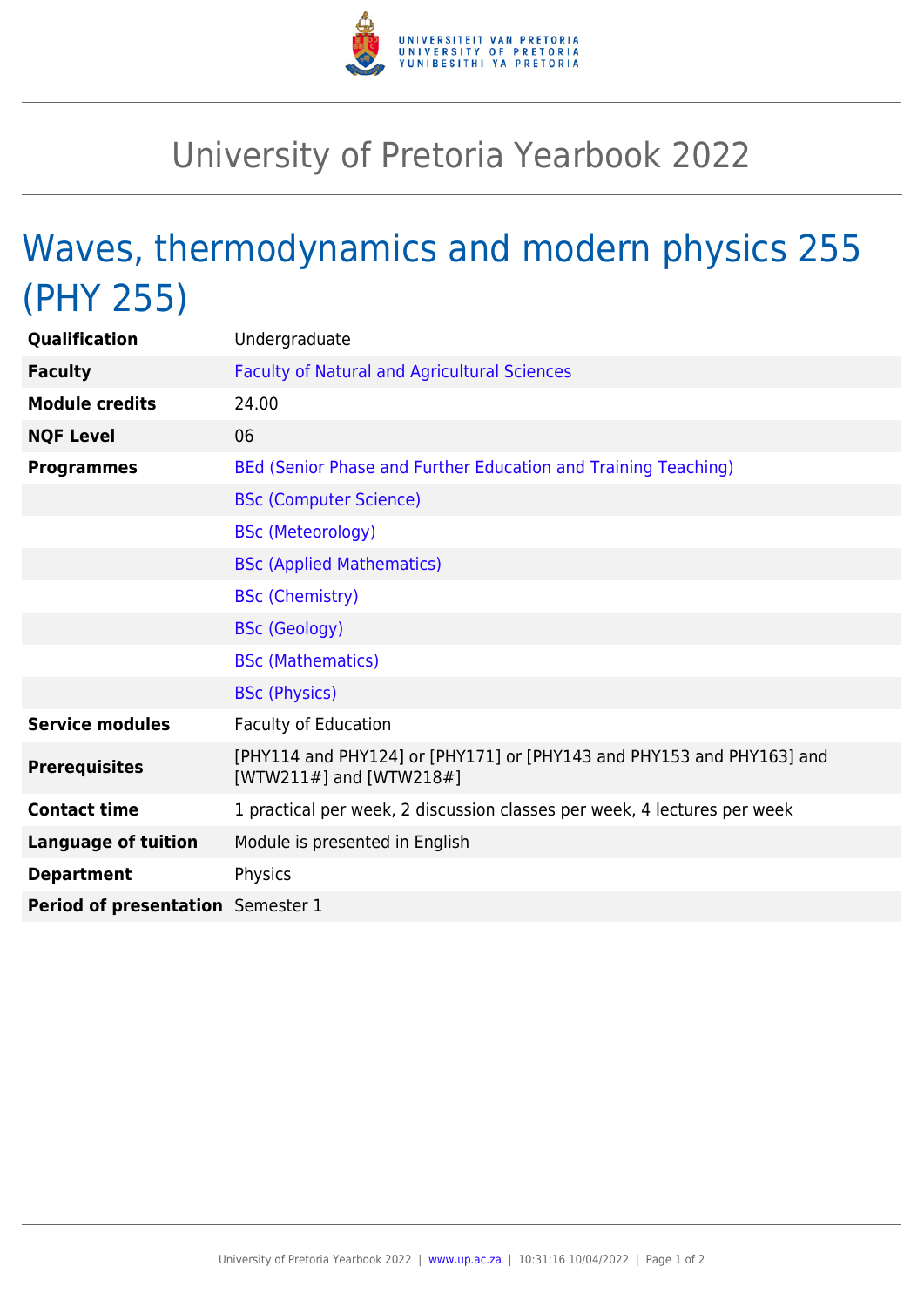# University of Pretoria Yearbook 2022

## Waves, thermodynamics and modern physics 255 (PHY 255)

| | |
|---|---|
| **Qualification** | Undergraduate |
| **Faculty** | Faculty of Natural and Agricultural Sciences |
| **Module credits** | 24.00 |
| **NQF Level** | 06 |
| **Programmes** | BEd (Senior Phase and Further Education and Training Teaching) |
| | BSc (Computer Science) |
| | BSc (Meteorology) |
| | BSc (Applied Mathematics) |
| | BSc (Chemistry) |
| | BSc (Geology) |
| | BSc (Mathematics) |
| | BSc (Physics) |
| **Service modules** | Faculty of Education |
| **Prerequisites** | [PHY114 and PHY124] or [PHY171] or [PHY143 and PHY153 and PHY163] and [WTW211#] and [WTW218#] |
| **Contact time** | 1 practical per week, 2 discussion classes per week, 4 lectures per week |
| **Language of tuition** | Module is presented in English |
| **Department** | Physics |
| **Period of presentation** | Semester 1 |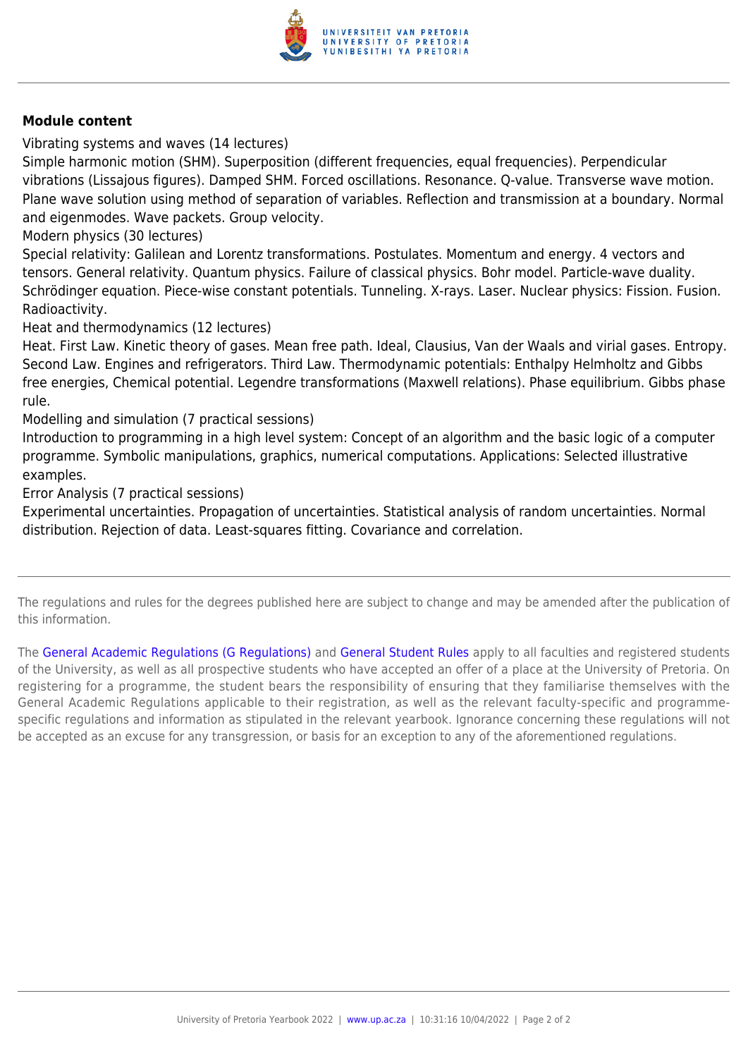**Module content**

Vibrating systems and waves (14 lectures)

Simple harmonic motion (SHM). Superposition (different frequencies, equal frequencies). Perpendicular vibrations (Lissajous figures). Damped SHM. Forced oscillations. Resonance. Q-value. Transverse wave motion. Plane wave solution using method of separation of variables. Reflection and transmission at a boundary. Normal and eigenmodes. Wave packets. Group velocity.

Modern physics (30 lectures)

Special relativity: Galilean and Lorentz transformations. Postulates. Momentum and energy. 4 vectors and tensors. General relativity. Quantum physics. Failure of classical physics. Bohr model. Particle-wave duality. Schrödinger equation. Piece-wise constant potentials. Tunneling. X-rays. Laser. Nuclear physics: Fission. Fusion. Radioactivity.

Heat and thermodynamics (12 lectures)

Heat. First Law. Kinetic theory of gases. Mean free path. Ideal, Clausius, Van der Waals and virial gases. Entropy. Second Law. Engines and refrigerators. Third Law. Thermodynamic potentials: Enthalpy Helmholtz and Gibbs free energies, Chemical potential. Legendre transformations (Maxwell relations). Phase equilibrium. Gibbs phase rule.

Modelling and simulation (7 practical sessions)

Introduction to programming in a high level system: Concept of an algorithm and the basic logic of a computer programme. Symbolic manipulations, graphics, numerical computations. Applications: Selected illustrative examples.

Error Analysis (7 practical sessions)

Experimental uncertainties. Propagation of uncertainties. Statistical analysis of random uncertainties. Normal distribution. Rejection of data. Least-squares fitting. Covariance and correlation.

---

The regulations and rules for the degrees published here are subject to change and may be amended after the publication of this information.

The General Academic Regulations (G Regulations) and General Student Rules apply to all faculties and registered students of the University, as well as all prospective students who have accepted an offer of a place at the University of Pretoria. On registering for a programme, the student bears the responsibility of ensuring that they familiarise themselves with the General Academic Regulations applicable to their registration, as well as the relevant faculty-specific and programme-specific regulations and information as stipulated in the relevant yearbook. Ignorance concerning these regulations will not be accepted as an excuse for any transgression, or basis for an exception to any of the aforementioned regulations.